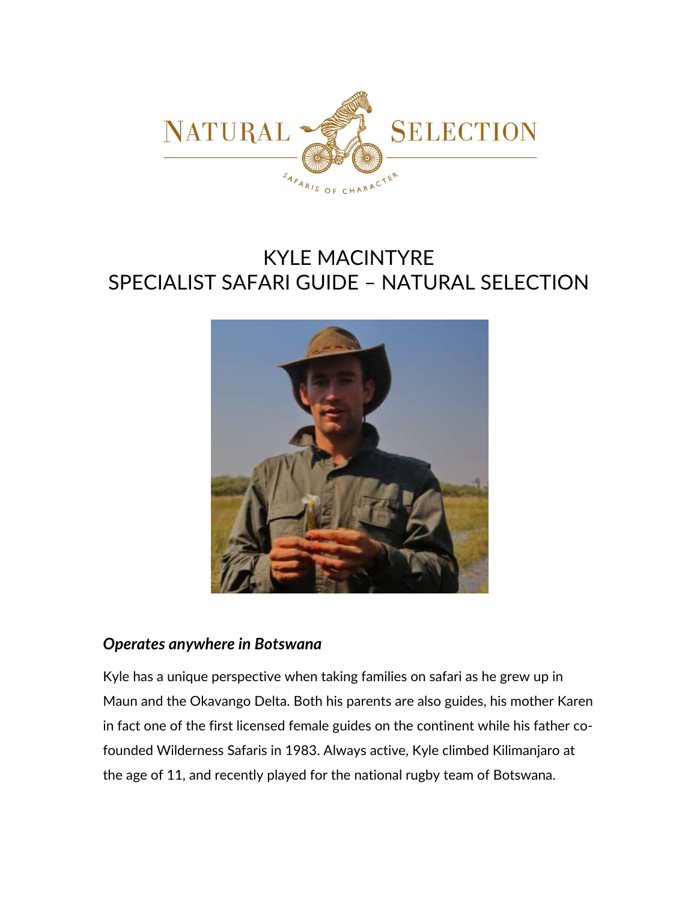# KYLE MACINTYRE
# SPECIALIST SAFARI GUIDE – NATURAL SELECTION

***Operates anywhere in Botswana***

Kyle has a unique perspective when taking families on safari as he grew up in Maun and the Okavango Delta. Both his parents are also guides, his mother Karen in fact one of the first licensed female guides on the continent while his father co-founded Wilderness Safaris in 1983. Always active, Kyle climbed Kilimanjaro at the age of 11, and recently played for the national rugby team of Botswana.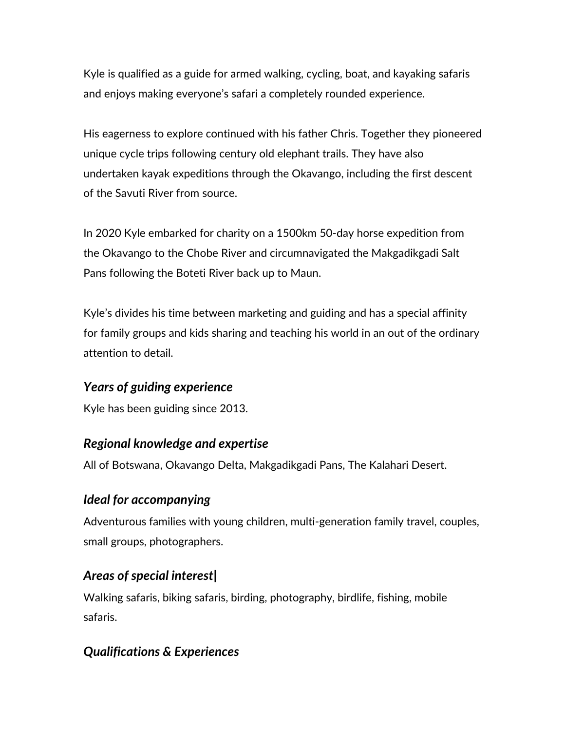Kyle is qualified as a guide for armed walking, cycling, boat, and kayaking safaris and enjoys making everyone's safari a completely rounded experience.

His eagerness to explore continued with his father Chris. Together they pioneered unique cycle trips following century old elephant trails. They have also undertaken kayak expeditions through the Okavango, including the first descent of the Savuti River from source.

In 2020 Kyle embarked for charity on a 1500km 50-day horse expedition from the Okavango to the Chobe River and circumnavigated the Makgadikgadi Salt Pans following the Boteti River back up to Maun.

Kyle's divides his time between marketing and guiding and has a special affinity for family groups and kids sharing and teaching his world in an out of the ordinary attention to detail.

### *Years of guiding experience*

Kyle has been guiding since 2013.

### *Regional knowledge and expertise*

All of Botswana, Okavango Delta, Makgadikgadi Pans, The Kalahari Desert.

### *Ideal for accompanying*

Adventurous families with young children, multi-generation family travel, couples, small groups, photographers.

### *Areas of special interest|*

Walking safaris, biking safaris, birding, photography, birdlife, fishing, mobile safaris.

### *Qualifications & Experiences*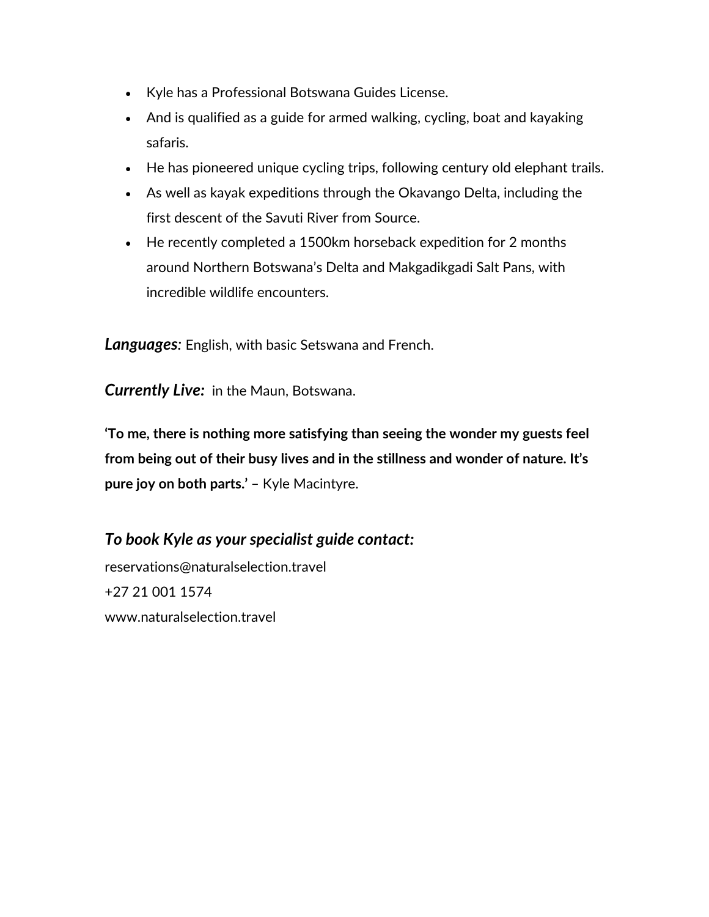- Kyle has a Professional Botswana Guides License.
- And is qualified as a guide for armed walking, cycling, boat and kayaking safaris.
- He has pioneered unique cycling trips, following century old elephant trails.
- As well as kayak expeditions through the Okavango Delta, including the first descent of the Savuti River from Source.
- He recently completed a 1500km horseback expedition for 2 months around Northern Botswana's Delta and Makgadikgadi Salt Pans, with incredible wildlife encounters.

***Languages:*** English, with basic Setswana and French.

***Currently Live:*** in the Maun, Botswana.

**'To me, there is nothing more satisfying than seeing the wonder my guests feel from being out of their busy lives and in the stillness and wonder of nature. It's pure joy on both parts.'** – Kyle Macintyre.

### *To book Kyle as your specialist guide contact:*

reservations@naturalselection.travel
+27 21 001 1574
www.naturalselection.travel